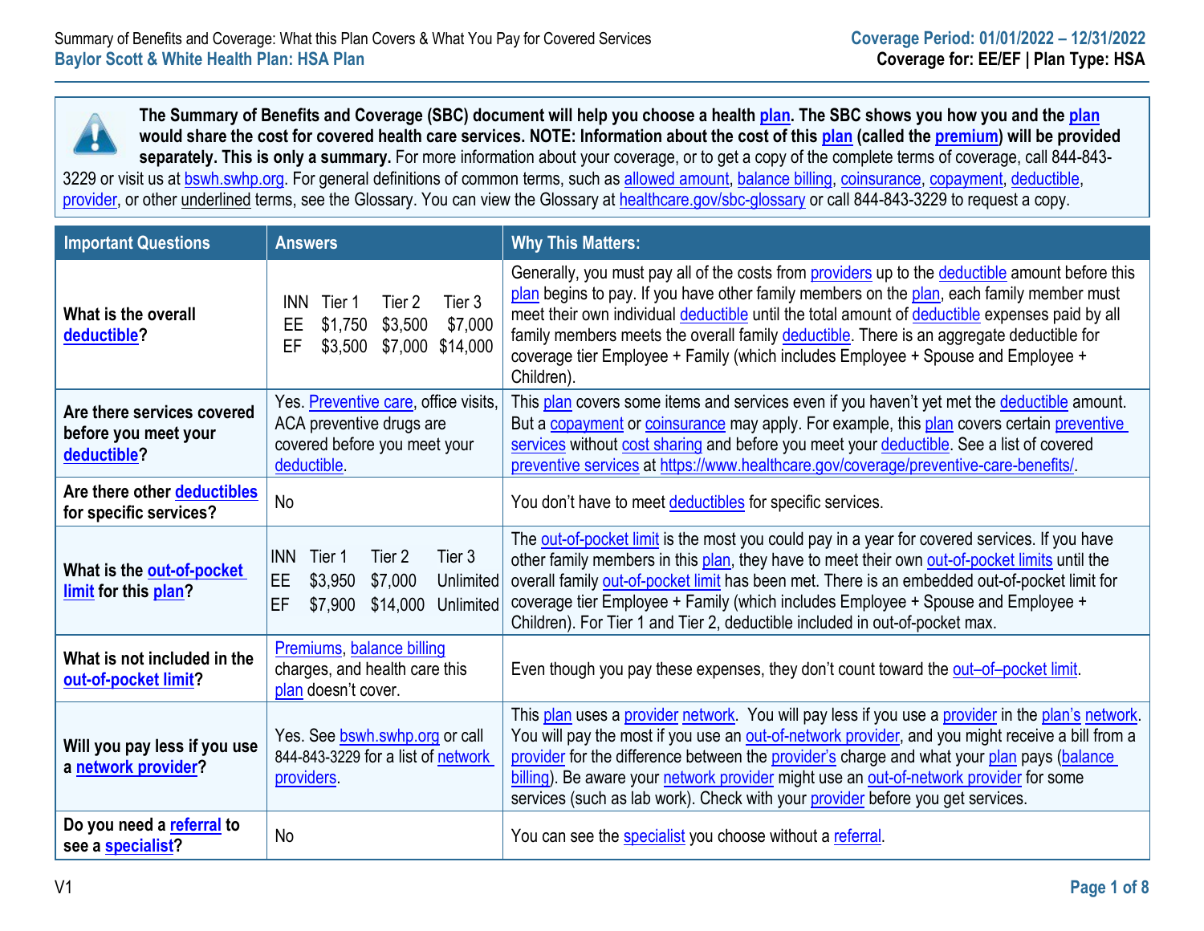Summary of Benefits and Coverage: What this Plan Covers & What You Pay for Covered Services

**Baylor Scott & White Health Plan: HSA Plan**

**Coverage Period: 01/01/2022 – 12/31/2022**

**Coverage for: EE/EF | Plan Type: HSA**

**The Summary of Benefits and Coverage (SBC) document will help you choose a health plan. The SBC shows you how you and the plan would share the cost for covered health care services. NOTE: Information about the cost of this plan (called the premium) will be provided separately. This is only a summary.** For more information about your coverage, or to get a copy of the complete terms of coverage, call 844-843-3229 or visit us at bswh.swhp.org. For general definitions of common terms, such as allowed amount, balance billing, coinsurance, copayment, deductible, provider, or other underlined terms, see the Glossary. You can view the Glossary at healthcare.gov/sbc-glossary or call 844-843-3229 to request a copy.

| Important Questions | Answers | Why This Matters: |
|---|---|---|
| **What is the overall deductible?** | INN Tier 1 Tier 2 Tier 3<br>EE $1,750 $3,500 $7,000<br>EF $3,500 $7,000 $14,000 | Generally, you must pay all of the costs from providers up to the deductible amount before this plan begins to pay. If you have other family members on the plan, each family member must meet their own individual deductible until the total amount of deductible expenses paid by all family members meets the overall family deductible. There is an aggregate deductible for coverage tier Employee + Family (which includes Employee + Spouse and Employee + Children). |
| **Are there services covered before you meet your deductible?** | Yes. Preventive care, office visits, ACA preventive drugs are covered before you meet your deductible. | This plan covers some items and services even if you haven't yet met the deductible amount. But a copayment or coinsurance may apply. For example, this plan covers certain preventive services without cost sharing and before you meet your deductible. See a list of covered preventive services at https://www.healthcare.gov/coverage/preventive-care-benefits/. |
| **Are there other deductibles for specific services?** | No | You don't have to meet deductibles for specific services. |
| **What is the out-of-pocket limit for this plan?** | INN Tier 1 Tier 2 Tier 3<br>EE $3,950 $7,000 Unlimited<br>EF $7,900 $14,000 Unlimited | The out-of-pocket limit is the most you could pay in a year for covered services. If you have other family members in this plan, they have to meet their own out-of-pocket limits until the overall family out-of-pocket limit has been met. There is an embedded out-of-pocket limit for coverage tier Employee + Family (which includes Employee + Spouse and Employee + Children). For Tier 1 and Tier 2, deductible included in out-of-pocket max. |
| **What is not included in the out-of-pocket limit?** | Premiums, balance billing charges, and health care this plan doesn't cover. | Even though you pay these expenses, they don't count toward the out–of–pocket limit. |
| **Will you pay less if you use a network provider?** | Yes. See bswh.swhp.org or call 844-843-3229 for a list of network providers. | This plan uses a provider network. You will pay less if you use a provider in the plan's network. You will pay the most if you use an out-of-network provider, and you might receive a bill from a provider for the difference between the provider's charge and what your plan pays (balance billing). Be aware your network provider might use an out-of-network provider for some services (such as lab work). Check with your provider before you get services. |
| **Do you need a referral to see a specialist?** | No | You can see the specialist you choose without a referral. |

V1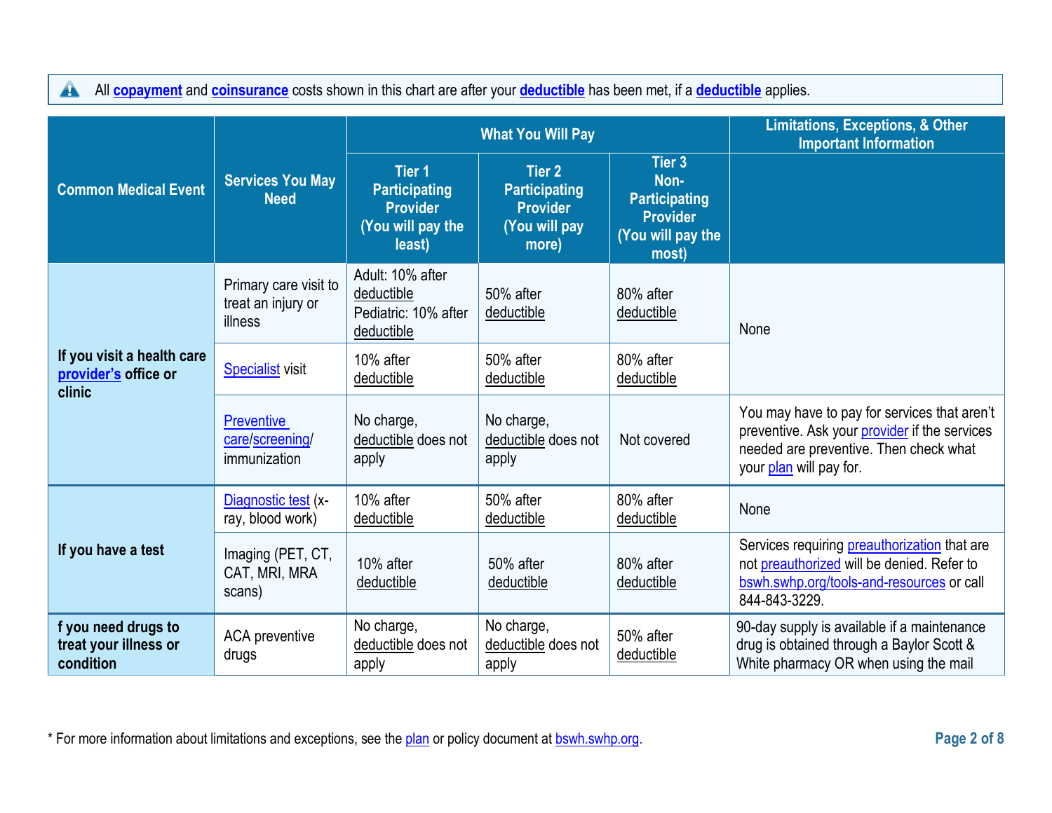All **copayment** and **coinsurance** costs shown in this chart are after your **deductible** has been met, if a **deductible** applies.

| Common Medical Event | Services You May Need | What You Will Pay | | | Limitations, Exceptions, & Other Important Information |
|---|---|---|---|---|---|
| | | Tier 1 Participating Provider (You will pay the least) | Tier 2 Participating Provider (You will pay more) | Tier 3 Non-Participating Provider (You will pay the most) | |
| If you visit a health care provider's office or clinic | Primary care visit to treat an injury or illness | Adult: 10% after deductible Pediatric: 10% after deductible | 50% after deductible | 80% after deductible | None |
| | Specialist visit | 10% after deductible | 50% after deductible | 80% after deductible | |
| | Preventive care/screening/ immunization | No charge, deductible does not apply | No charge, deductible does not apply | Not covered | You may have to pay for services that aren't preventive. Ask your provider if the services needed are preventive. Then check what your plan will pay for. |
| If you have a test | Diagnostic test (x-ray, blood work) | 10% after deductible | 50% after deductible | 80% after deductible | None |
| | Imaging (PET, CT, CAT, MRI, MRA scans) | 10% after deductible | 50% after deductible | 80% after deductible | Services requiring preauthorization that are not preauthorized will be denied. Refer to bswh.swhp.org/tools-and-resources or call 844-843-3229. |
| f you need drugs to treat your illness or condition | ACA preventive drugs | No charge, deductible does not apply | No charge, deductible does not apply | 50% after deductible | 90-day supply is available if a maintenance drug is obtained through a Baylor Scott & White pharmacy OR when using the mail |

* For more information about limitations and exceptions, see the plan or policy document at bswh.swhp.org.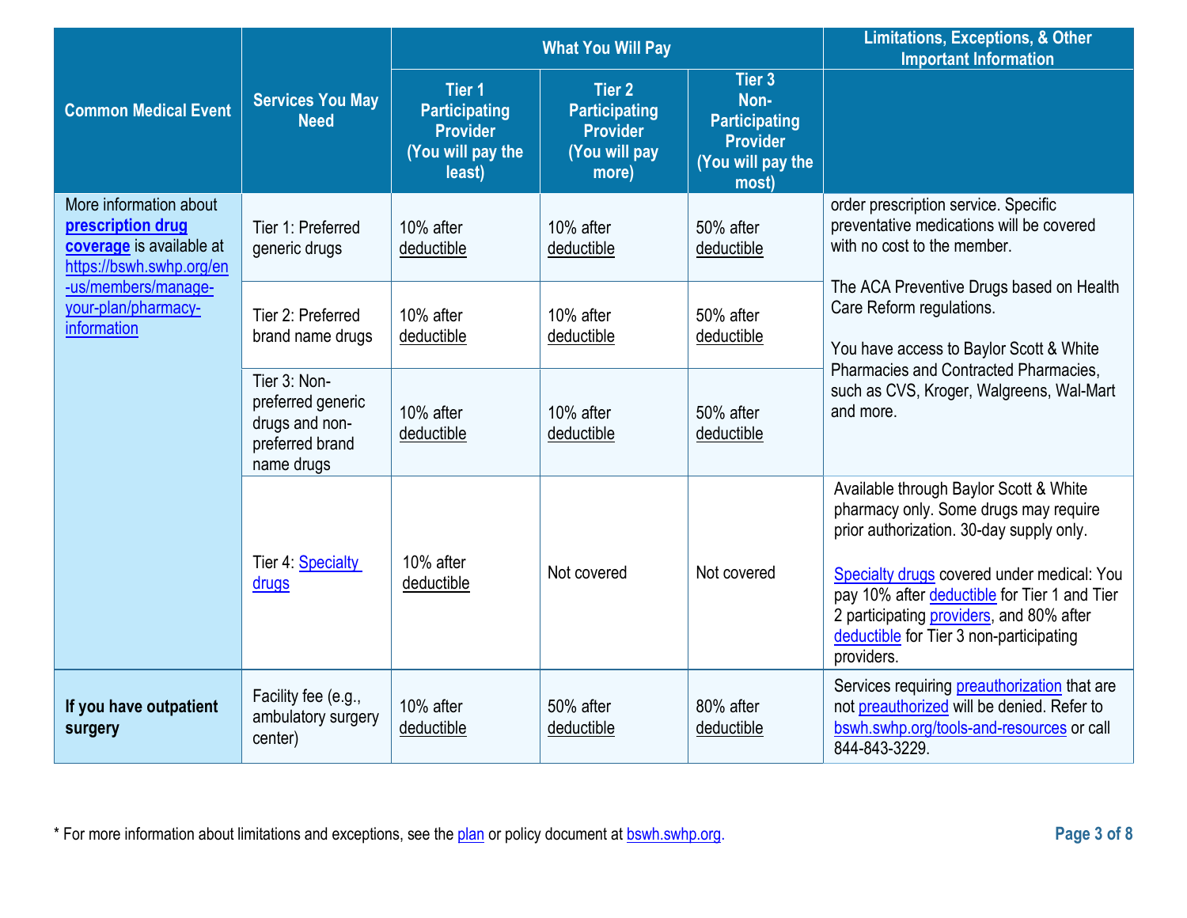| Common Medical Event | Services You May Need | What You Will Pay | | | Limitations, Exceptions, & Other Important Information |
|---|---|---|---|---|---|
| | | Tier 1 Participating Provider (You will pay the least) | Tier 2 Participating Provider (You will pay more) | Tier 3 Non-Participating Provider (You will pay the most) | |
| More information about **prescription drug coverage** is available at https://bswh.swhp.org/en-us/members/manage-your-plan/pharmacy-information | Tier 1: Preferred generic drugs | 10% after deductible | 10% after deductible | 50% after deductible | order prescription service. Specific preventative medications will be covered with no cost to the member. The ACA Preventive Drugs based on Health Care Reform regulations. You have access to Baylor Scott & White Pharmacies and Contracted Pharmacies, such as CVS, Kroger, Walgreens, Wal-Mart and more. |
| | Tier 2: Preferred brand name drugs | 10% after deductible | 10% after deductible | 50% after deductible | |
| | Tier 3: Non-preferred generic drugs and non-preferred brand name drugs | 10% after deductible | 10% after deductible | 50% after deductible | |
| | Tier 4: Specialty drugs | 10% after deductible | Not covered | Not covered | Available through Baylor Scott & White pharmacy only. Some drugs may require prior authorization. 30-day supply only. Specialty drugs covered under medical: You pay 10% after deductible for Tier 1 and Tier 2 participating providers, and 80% after deductible for Tier 3 non-participating providers. |
| **If you have outpatient surgery** | Facility fee (e.g., ambulatory surgery center) | 10% after deductible | 50% after deductible | 80% after deductible | Services requiring preauthorization that are not preauthorized will be denied. Refer to bswh.swhp.org/tools-and-resources or call 844-843-3229. |

* For more information about limitations and exceptions, see the plan or policy document at bswh.swhp.org.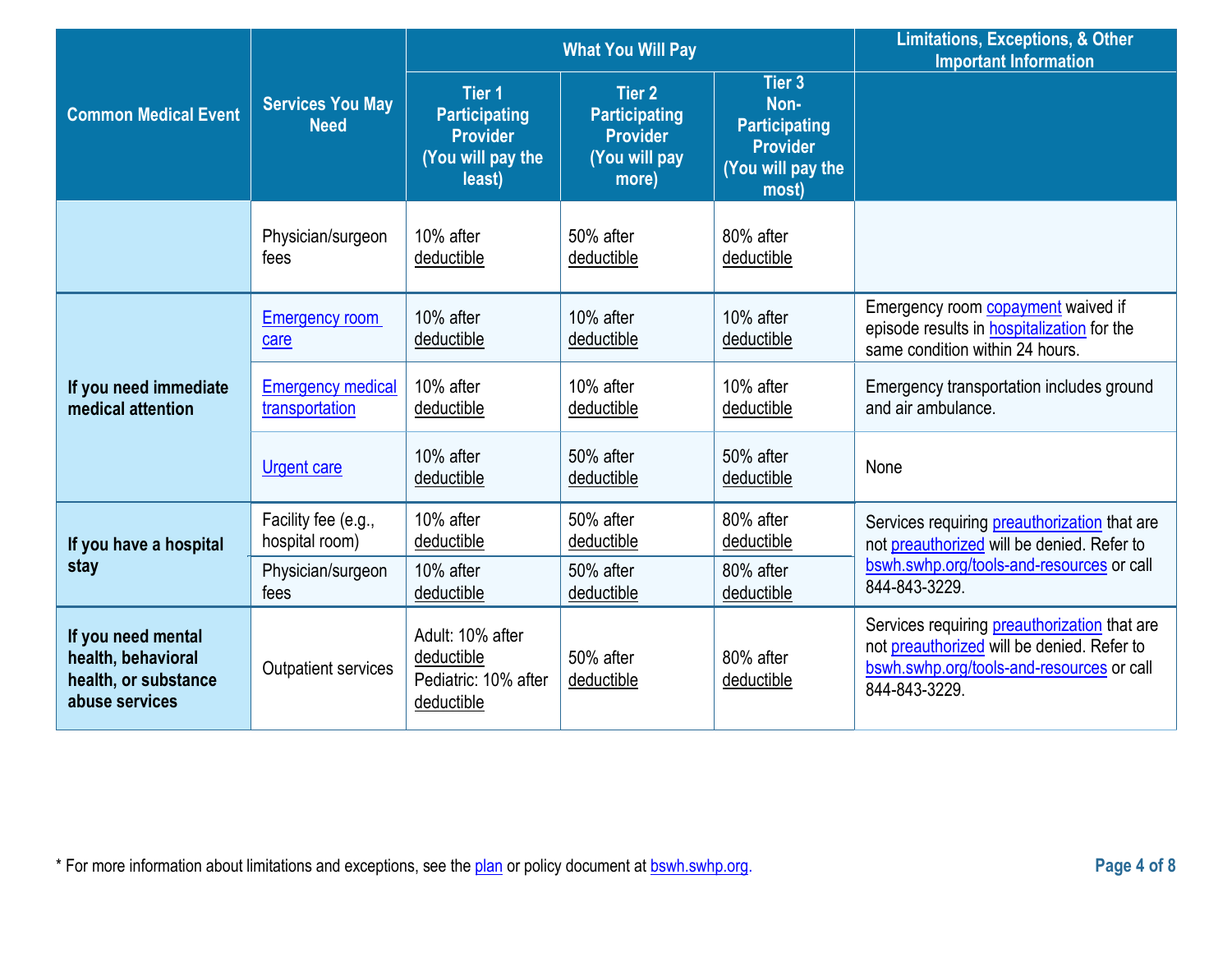| Common Medical Event | Services You May Need | What You Will Pay | | | Limitations, Exceptions, & Other Important Information |
|---|---|---|---|---|---|
| | | Tier 1 Participating Provider (You will pay the least) | Tier 2 Participating Provider (You will pay more) | Tier 3 Non-Participating Provider (You will pay the most) | |
| | Physician/surgeon fees | 10% after deductible | 50% after deductible | 80% after deductible | |
| If you need immediate medical attention | Emergency room care | 10% after deductible | 10% after deductible | 10% after deductible | Emergency room copayment waived if episode results in hospitalization for the same condition within 24 hours. |
| | Emergency medical transportation | 10% after deductible | 10% after deductible | 10% after deductible | Emergency transportation includes ground and air ambulance. |
| | Urgent care | 10% after deductible | 50% after deductible | 50% after deductible | None |
| If you have a hospital stay | Facility fee (e.g., hospital room) | 10% after deductible | 50% after deductible | 80% after deductible | Services requiring preauthorization that are not preauthorized will be denied. Refer to bswh.swhp.org/tools-and-resources or call 844-843-3229. |
| | Physician/surgeon fees | 10% after deductible | 50% after deductible | 80% after deductible | |
| If you need mental health, behavioral health, or substance abuse services | Outpatient services | Adult: 10% after deductible<br>Pediatric: 10% after deductible | 50% after deductible | 80% after deductible | Services requiring preauthorization that are not preauthorized will be denied. Refer to bswh.swhp.org/tools-and-resources or call 844-843-3229. |

* For more information about limitations and exceptions, see the plan or policy document at bswh.swhp.org.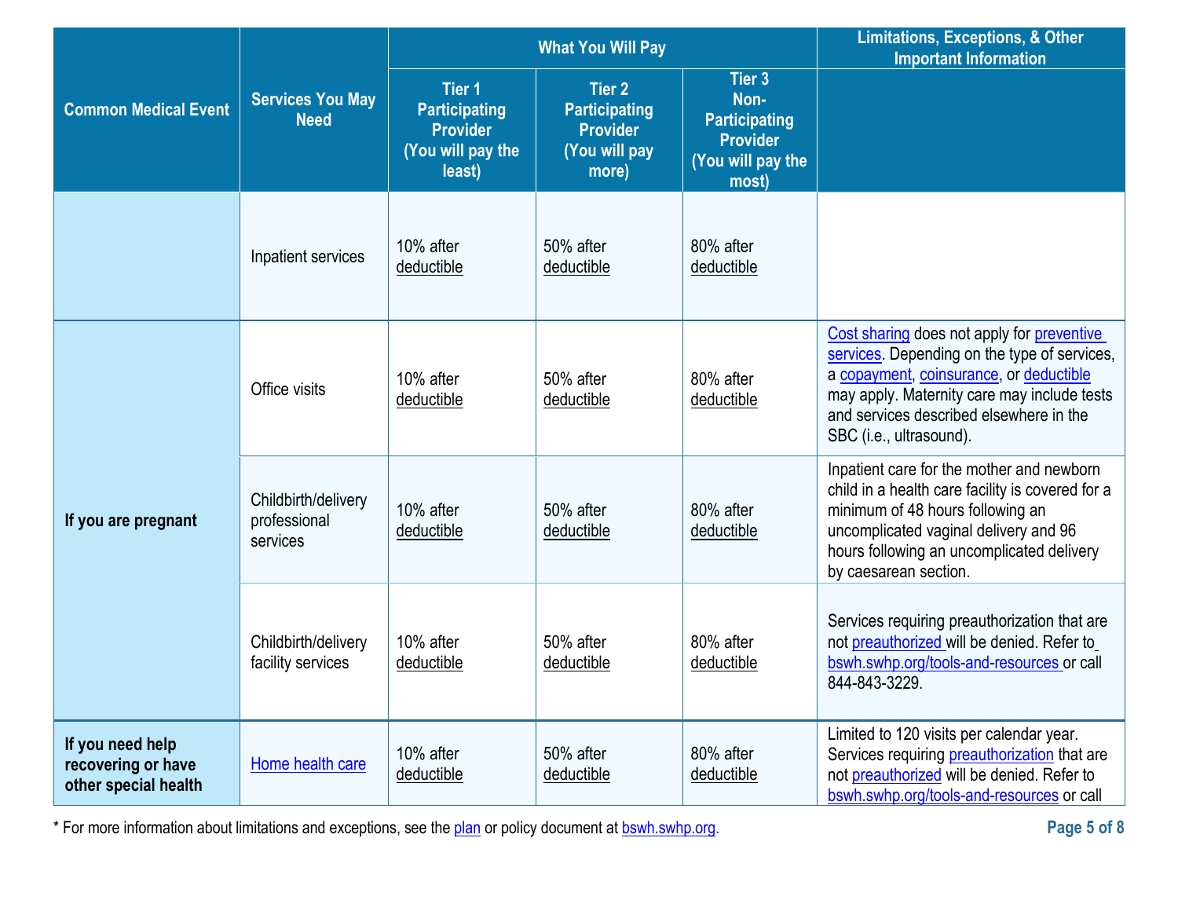| Common Medical Event | Services You May Need | What You Will Pay | | | Limitations, Exceptions, & Other Important Information |
|---|---|---|---|---|---|
| | | Tier 1 Participating Provider (You will pay the least) | Tier 2 Participating Provider (You will pay more) | Tier 3 Non-Participating Provider (You will pay the most) | |
| | Inpatient services | 10% after deductible | 50% after deductible | 80% after deductible | |
| If you are pregnant | Office visits | 10% after deductible | 50% after deductible | 80% after deductible | Cost sharing does not apply for preventive services. Depending on the type of services, a copayment, coinsurance, or deductible may apply. Maternity care may include tests and services described elsewhere in the SBC (i.e., ultrasound). |
| | Childbirth/delivery professional services | 10% after deductible | 50% after deductible | 80% after deductible | Inpatient care for the mother and newborn child in a health care facility is covered for a minimum of 48 hours following an uncomplicated vaginal delivery and 96 hours following an uncomplicated delivery by caesarean section. |
| | Childbirth/delivery facility services | 10% after deductible | 50% after deductible | 80% after deductible | Services requiring preauthorization that are not preauthorized will be denied. Refer to bswh.swhp.org/tools-and-resources or call 844-843-3229. |
| If you need help recovering or have other special health | Home health care | 10% after deductible | 50% after deductible | 80% after deductible | Limited to 120 visits per calendar year. Services requiring preauthorization that are not preauthorized will be denied. Refer to bswh.swhp.org/tools-and-resources or call |

* For more information about limitations and exceptions, see the plan or policy document at bswh.swhp.org.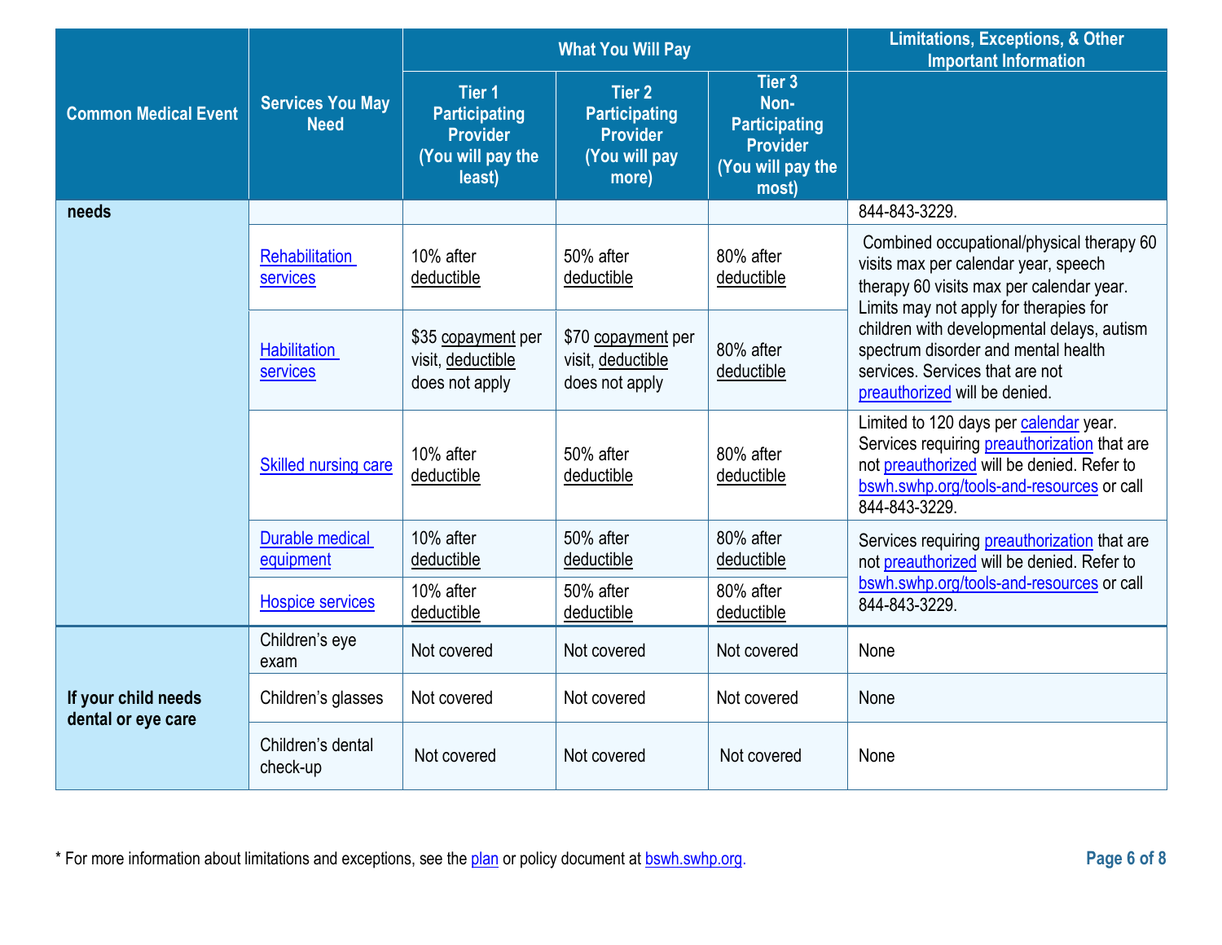| Common Medical Event | Services You May Need | What You Will Pay | | | Limitations, Exceptions, & Other Important Information |
|---|---|---|---|---|---|
| | | Tier 1 Participating Provider (You will pay the least) | Tier 2 Participating Provider (You will pay more) | Tier 3 Non-Participating Provider (You will pay the most) | |
| **needs** | | | | | 844-843-3229. |
| | Rehabilitation services | 10% after deductible | 50% after deductible | 80% after deductible | Combined occupational/physical therapy 60 visits max per calendar year, speech therapy 60 visits max per calendar year. Limits may not apply for therapies for children with developmental delays, autism spectrum disorder and mental health services. Services that are not preauthorized will be denied. |
| | Habilitation services | $35 copayment per visit, deductible does not apply | $70 copayment per visit, deductible does not apply | 80% after deductible | |
| | Skilled nursing care | 10% after deductible | 50% after deductible | 80% after deductible | Limited to 120 days per calendar year. Services requiring preauthorization that are not preauthorized will be denied. Refer to bswh.swhp.org/tools-and-resources or call 844-843-3229. |
| | Durable medical equipment | 10% after deductible | 50% after deductible | 80% after deductible | Services requiring preauthorization that are not preauthorized will be denied. Refer to bswh.swhp.org/tools-and-resources or call 844-843-3229. |
| | Hospice services | 10% after deductible | 50% after deductible | 80% after deductible | |
| **If your child needs dental or eye care** | Children's eye exam | Not covered | Not covered | Not covered | None |
| | Children's glasses | Not covered | Not covered | Not covered | None |
| | Children's dental check-up | Not covered | Not covered | Not covered | None |

* For more information about limitations and exceptions, see the plan or policy document at bswh.swhp.org.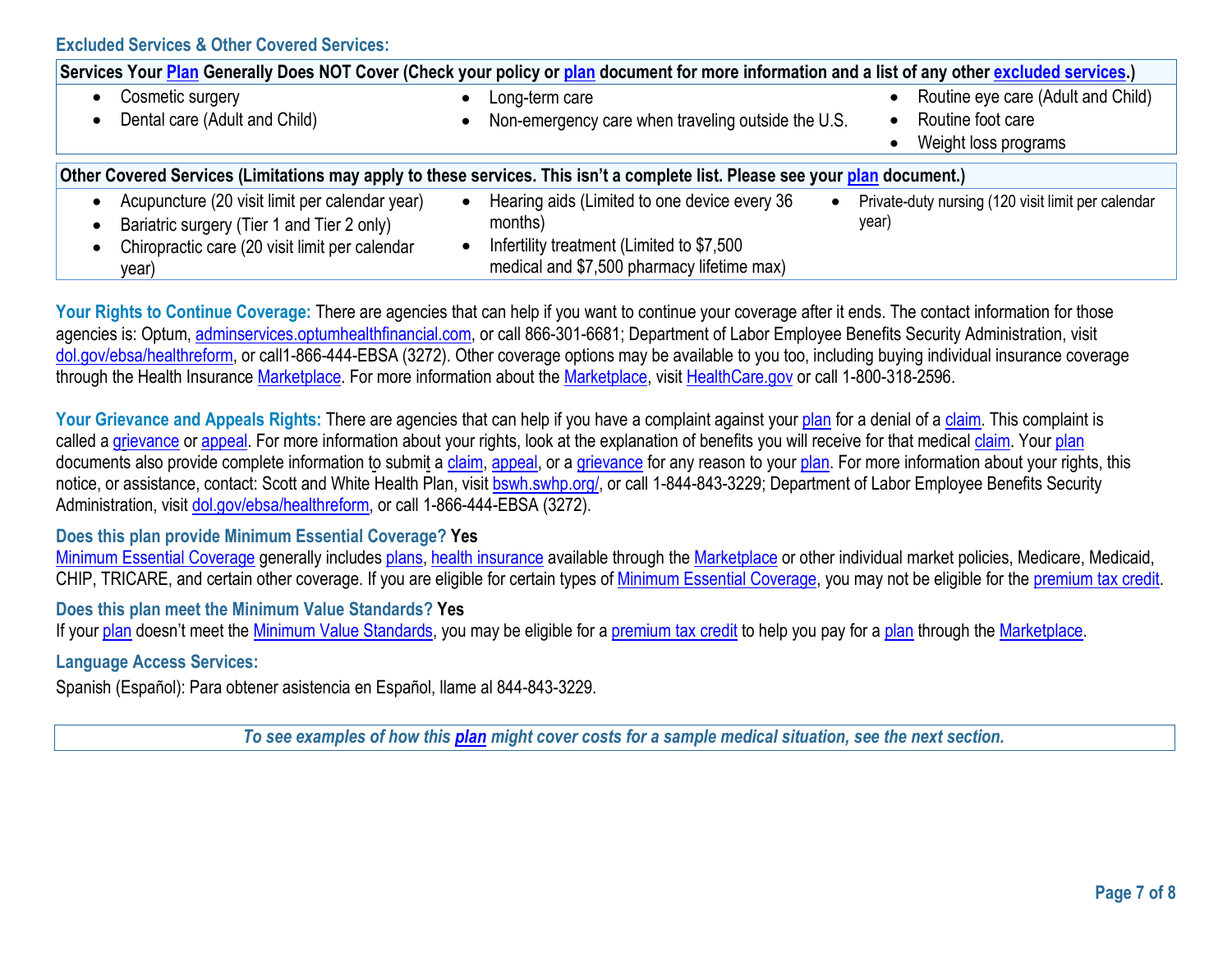### Excluded Services & Other Covered Services:

| Services Your Plan Generally Does NOT Cover (Check your policy or plan document for more information and a list of any other excluded services.) | | |
|---|---|---|
| • Cosmetic surgery<br>• Dental care (Adult and Child) | • Long-term care<br>• Non-emergency care when traveling outside the U.S. | • Routine eye care (Adult and Child)<br>• Routine foot care<br>• Weight loss programs |

| Other Covered Services (Limitations may apply to these services. This isn't a complete list. Please see your plan document.) | | |
|---|---|---|
| • Acupuncture (20 visit limit per calendar year)<br>• Bariatric surgery (Tier 1 and Tier 2 only)<br>• Chiropractic care (20 visit limit per calendar year) | • Hearing aids (Limited to one device every 36 months)<br>• Infertility treatment (Limited to $7,500 medical and $7,500 pharmacy lifetime max) | • Private-duty nursing (120 visit limit per calendar year) |

**Your Rights to Continue Coverage:** There are agencies that can help if you want to continue your coverage after it ends. The contact information for those agencies is: Optum, adminservices.optumhealthfinancial.com, or call 866-301-6681; Department of Labor Employee Benefits Security Administration, visit dol.gov/ebsa/healthreform, or call1-866-444-EBSA (3272). Other coverage options may be available to you too, including buying individual insurance coverage through the Health Insurance Marketplace. For more information about the Marketplace, visit HealthCare.gov or call 1-800-318-2596.

**Your Grievance and Appeals Rights:** There are agencies that can help if you have a complaint against your plan for a denial of a claim. This complaint is called a grievance or appeal. For more information about your rights, look at the explanation of benefits you will receive for that medical claim. Your plan documents also provide complete information to submit a claim, appeal, or a grievance for any reason to your plan. For more information about your rights, this notice, or assistance, contact: Scott and White Health Plan, visit bswh.swhp.org/, or call 1-844-843-3229; Department of Labor Employee Benefits Security Administration, visit dol.gov/ebsa/healthreform, or call 1-866-444-EBSA (3272).

**Does this plan provide Minimum Essential Coverage? Yes**

Minimum Essential Coverage generally includes plans, health insurance available through the Marketplace or other individual market policies, Medicare, Medicaid, CHIP, TRICARE, and certain other coverage. If you are eligible for certain types of Minimum Essential Coverage, you may not be eligible for the premium tax credit.

**Does this plan meet the Minimum Value Standards? Yes**

If your plan doesn't meet the Minimum Value Standards, you may be eligible for a premium tax credit to help you pay for a plan through the Marketplace.

**Language Access Services:**

Spanish (Español): Para obtener asistencia en Español, llame al 844-843-3229.

***To see examples of how this plan might cover costs for a sample medical situation, see the next section.***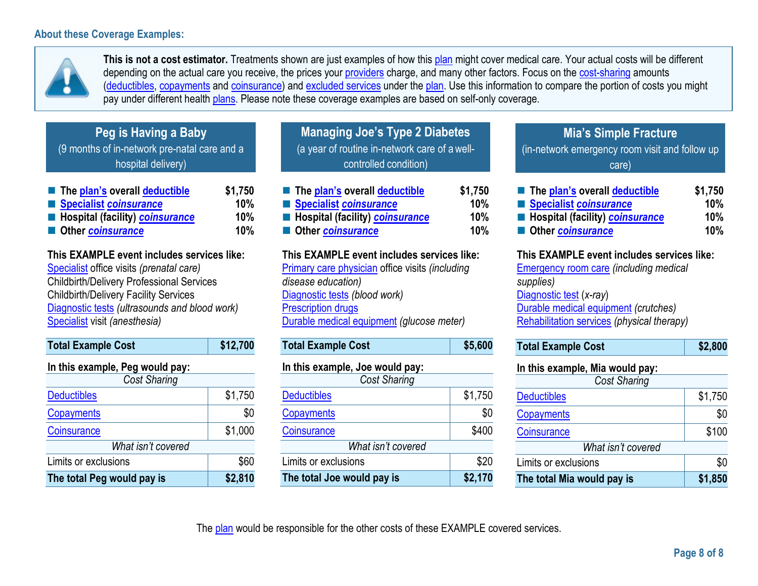## About these Coverage Examples:

**This is not a cost estimator.** Treatments shown are just examples of how this plan might cover medical care. Your actual costs will be different depending on the actual care you receive, the prices your providers charge, and many other factors. Focus on the cost-sharing amounts (deductibles, copayments and coinsurance) and excluded services under the plan. Use this information to compare the portion of costs you might pay under different health plans. Please note these coverage examples are based on self-only coverage.

### Peg is Having a Baby

(9 months of in-network pre-natal care and a hospital delivery)

| | |
|---|---|
| **The plan's overall deductible** | **$1,750** |
| **Specialist *coinsurance*** | **10%** |
| **Hospital (facility) *coinsurance*** | **10%** |
| **Other *coinsurance*** | **10%** |

**This EXAMPLE event includes services like:**
Specialist office visits *(prenatal care)*
Childbirth/Delivery Professional Services
Childbirth/Delivery Facility Services
Diagnostic tests *(ultrasounds and blood work)*
Specialist visit *(anesthesia)*

| **Total Example Cost** | **$12,700** |
|---|---|

**In this example, Peg would pay:**

| *Cost Sharing* | |
|---|---|
| Deductibles | $1,750 |
| Copayments | $0 |
| Coinsurance | $1,000 |
| *What isn't covered* | |
| Limits or exclusions | $60 |
| **The total Peg would pay is** | **$2,810** |

### Managing Joe's Type 2 Diabetes

(a year of routine in-network care of a well-controlled condition)

| | |
|---|---|
| **The plan's overall deductible** | **$1,750** |
| **Specialist *coinsurance*** | **10%** |
| **Hospital (facility) *coinsurance*** | **10%** |
| **Other *coinsurance*** | **10%** |

**This EXAMPLE event includes services like:**
Primary care physician office visits *(including disease education)*
Diagnostic tests *(blood work)*
Prescription drugs
Durable medical equipment *(glucose meter)*

| **Total Example Cost** | **$5,600** |
|---|---|

**In this example, Joe would pay:**

| *Cost Sharing* | |
|---|---|
| Deductibles | $1,750 |
| Copayments | $0 |
| Coinsurance | $400 |
| *What isn't covered* | |
| Limits or exclusions | $20 |
| **The total Joe would pay is** | **$2,170** |

### Mia's Simple Fracture

(in-network emergency room visit and follow up care)

| | |
|---|---|
| **The plan's overall deductible** | **$1,750** |
| **Specialist *coinsurance*** | **10%** |
| **Hospital (facility) *coinsurance*** | **10%** |
| **Other *coinsurance*** | **10%** |

**This EXAMPLE event includes services like:**
Emergency room care *(including medical supplies)*
Diagnostic test *(x-ray)*
Durable medical equipment *(crutches)*
Rehabilitation services *(physical therapy)*

| **Total Example Cost** | **$2,800** |
|---|---|

**In this example, Mia would pay:**

| *Cost Sharing* | |
|---|---|
| Deductibles | $1,750 |
| Copayments | $0 |
| Coinsurance | $100 |
| *What isn't covered* | |
| Limits or exclusions | $0 |
| **The total Mia would pay is** | **$1,850** |

The plan would be responsible for the other costs of these EXAMPLE covered services.